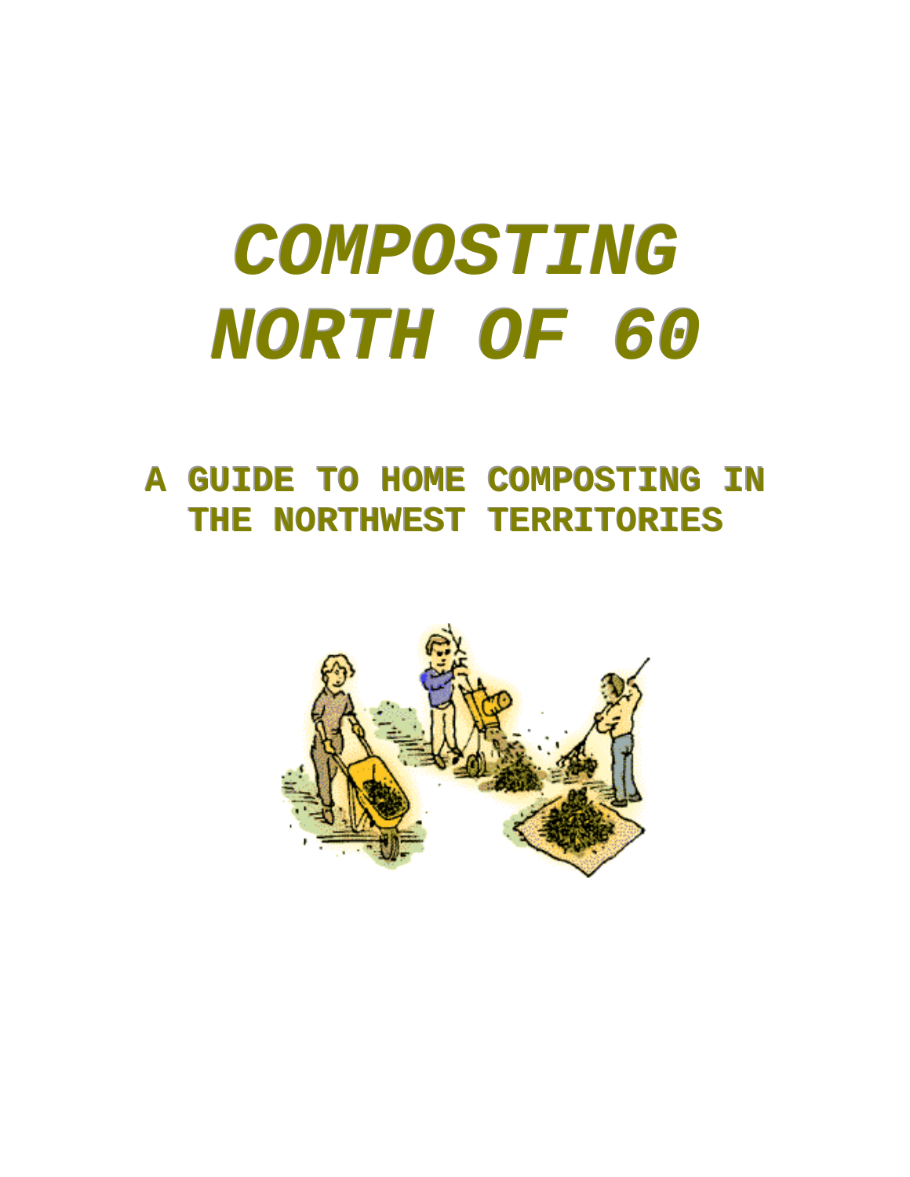# *COMPOSTING NORTH OF 60*

## A GUIDE TO HOME COMPOSTING IN THE NORTHWEST TERRITORIES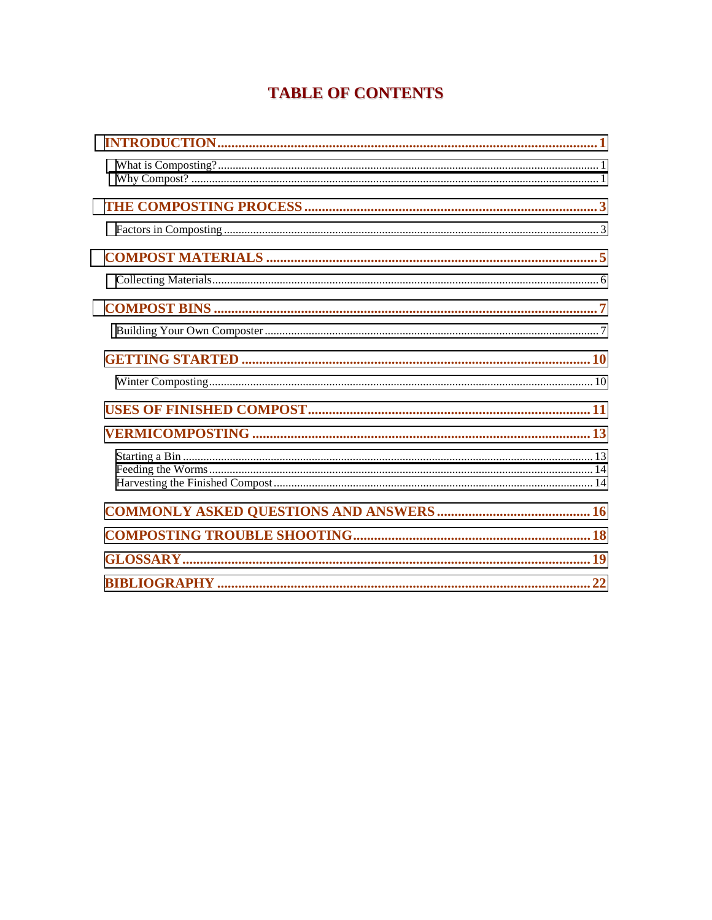# TABLE OF CONTENTS

**INTRODUCTION** .......... **1**

- What is Composting? .......... 1
- Why Compost? .......... 1

**THE COMPOSTING PROCESS** .......... **3**

- Factors in Composting .......... 3

**COMPOST MATERIALS** .......... **5**

- Collecting Materials .......... 6

**COMPOST BINS** .......... **7**

- Building Your Own Composter .......... 7

**GETTING STARTED** .......... **10**

- Winter Composting .......... 10

**USES OF FINISHED COMPOST** .......... **11**

**VERMICOMPOSTING** .......... **13**

- Starting a Bin .......... 13
- Feeding the Worms .......... 14
- Harvesting the Finished Compost .......... 14

**COMMONLY ASKED QUESTIONS AND ANSWERS** .......... **16**

**COMPOSTING TROUBLE SHOOTING** .......... **18**

**GLOSSARY** .......... **19**

**BIBLIOGRAPHY** .......... **22**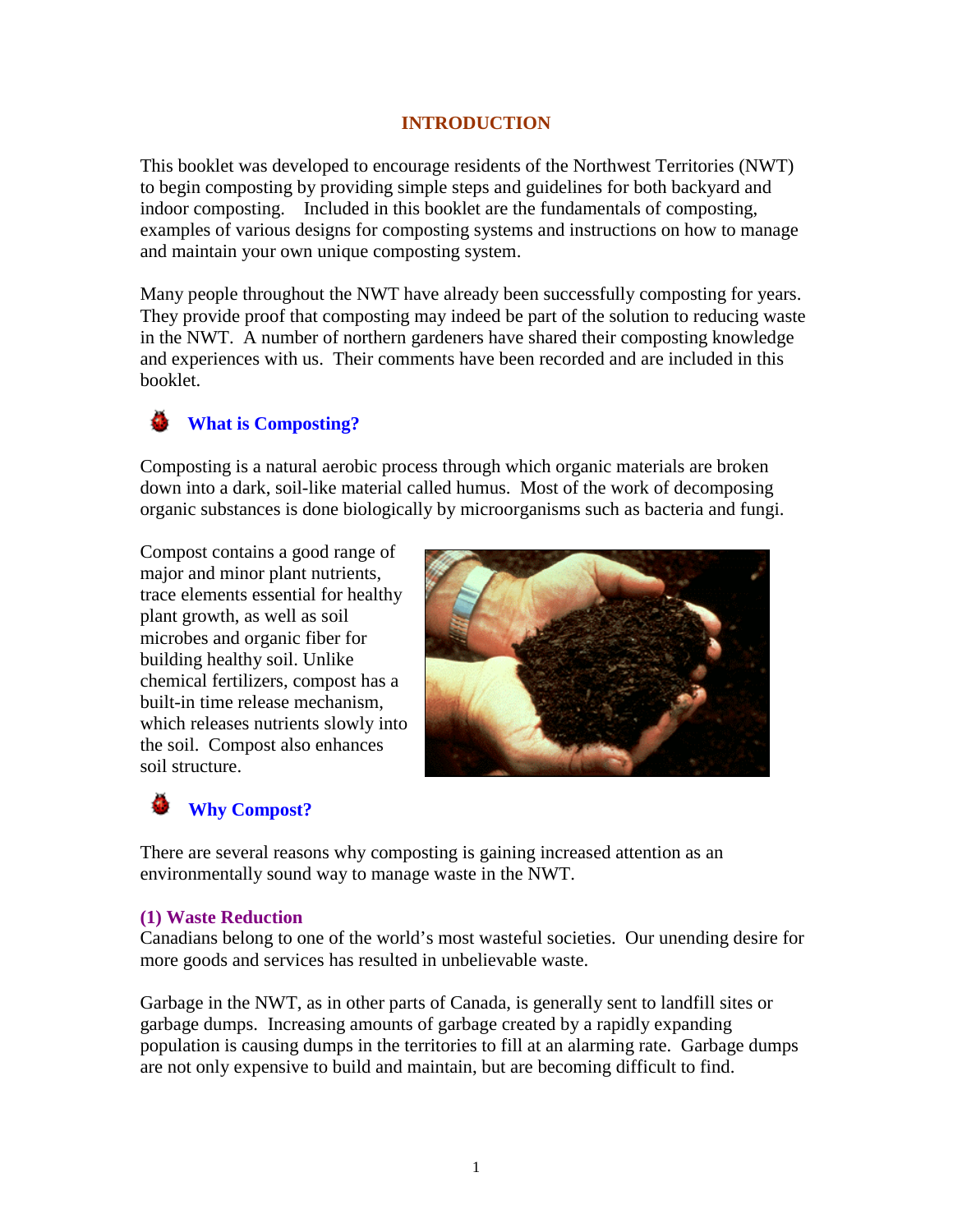# INTRODUCTION

This booklet was developed to encourage residents of the Northwest Territories (NWT) to begin composting by providing simple steps and guidelines for both backyard and indoor composting. Included in this booklet are the fundamentals of composting, examples of various designs for composting systems and instructions on how to manage and maintain your own unique composting system.

Many people throughout the NWT have already been successfully composting for years. They provide proof that composting may indeed be part of the solution to reducing waste in the NWT. A number of northern gardeners have shared their composting knowledge and experiences with us. Their comments have been recorded and are included in this booklet.

## What is Composting?

Composting is a natural aerobic process through which organic materials are broken down into a dark, soil-like material called humus. Most of the work of decomposing organic substances is done biologically by microorganisms such as bacteria and fungi.

Compost contains a good range of major and minor plant nutrients, trace elements essential for healthy plant growth, as well as soil microbes and organic fiber for building healthy soil. Unlike chemical fertilizers, compost has a built-in time release mechanism, which releases nutrients slowly into the soil. Compost also enhances soil structure.

## Why Compost?

There are several reasons why composting is gaining increased attention as an environmentally sound way to manage waste in the NWT.

### (1) Waste Reduction

Canadians belong to one of the world's most wasteful societies. Our unending desire for more goods and services has resulted in unbelievable waste.

Garbage in the NWT, as in other parts of Canada, is generally sent to landfill sites or garbage dumps. Increasing amounts of garbage created by a rapidly expanding population is causing dumps in the territories to fill at an alarming rate. Garbage dumps are not only expensive to build and maintain, but are becoming difficult to find.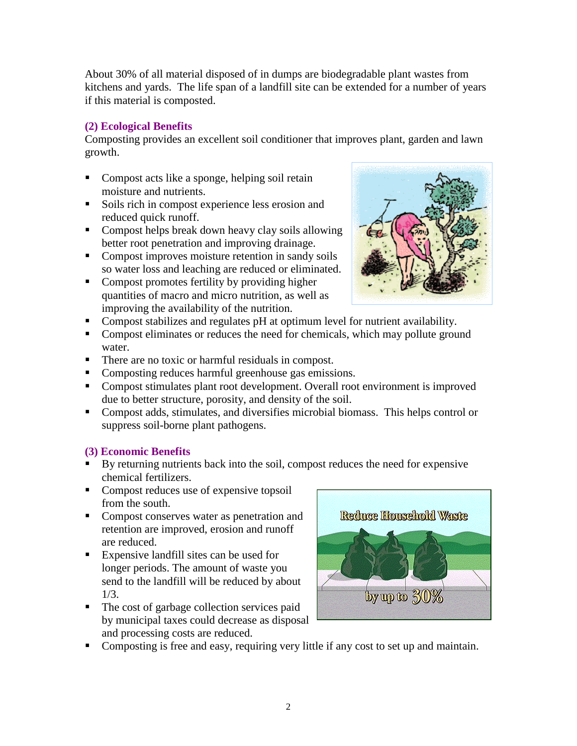About 30% of all material disposed of in dumps are biodegradable plant wastes from kitchens and yards. The life span of a landfill site can be extended for a number of years if this material is composted.

### (2) Ecological Benefits

Composting provides an excellent soil conditioner that improves plant, garden and lawn growth.

- Compost acts like a sponge, helping soil retain moisture and nutrients.
- Soils rich in compost experience less erosion and reduced quick runoff.
- Compost helps break down heavy clay soils allowing better root penetration and improving drainage.
- Compost improves moisture retention in sandy soils so water loss and leaching are reduced or eliminated.
- Compost promotes fertility by providing higher quantities of macro and micro nutrition, as well as improving the availability of the nutrition.
- Compost stabilizes and regulates pH at optimum level for nutrient availability.
- Compost eliminates or reduces the need for chemicals, which may pollute ground water.
- There are no toxic or harmful residuals in compost.
- Composting reduces harmful greenhouse gas emissions.
- Compost stimulates plant root development. Overall root environment is improved due to better structure, porosity, and density of the soil.
- Compost adds, stimulates, and diversifies microbial biomass. This helps control or suppress soil-borne plant pathogens.

### (3) Economic Benefits

- By returning nutrients back into the soil, compost reduces the need for expensive chemical fertilizers.
- Compost reduces use of expensive topsoil from the south.
- Compost conserves water as penetration and retention are improved, erosion and runoff are reduced.
- Expensive landfill sites can be used for longer periods. The amount of waste you send to the landfill will be reduced by about 1/3.
- The cost of garbage collection services paid by municipal taxes could decrease as disposal and processing costs are reduced.
- Composting is free and easy, requiring very little if any cost to set up and maintain.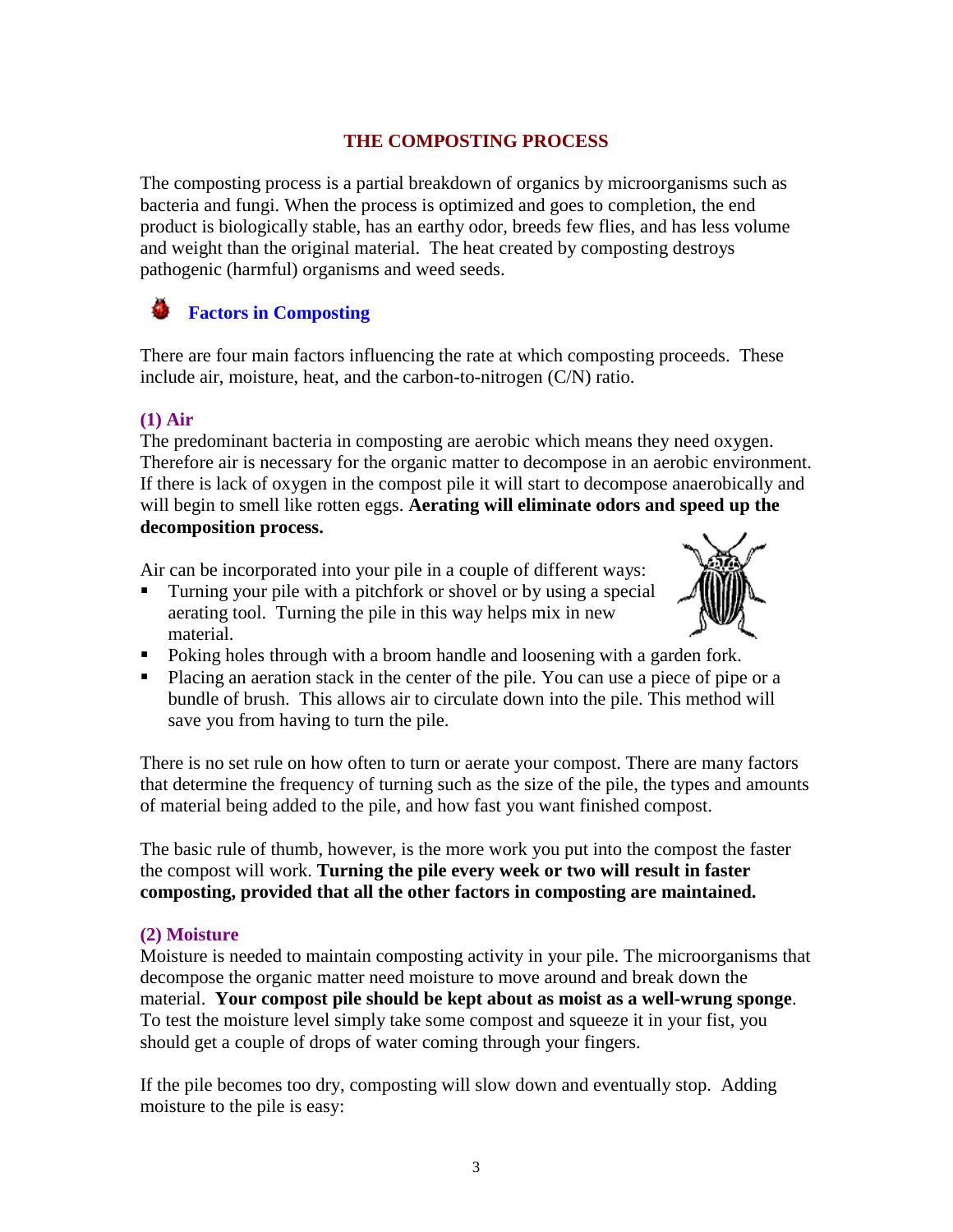## THE COMPOSTING PROCESS

The composting process is a partial breakdown of organics by microorganisms such as bacteria and fungi. When the process is optimized and goes to completion, the end product is biologically stable, has an earthy odor, breeds few flies, and has less volume and weight than the original material. The heat created by composting destroys pathogenic (harmful) organisms and weed seeds.

### Factors in Composting

There are four main factors influencing the rate at which composting proceeds. These include air, moisture, heat, and the carbon-to-nitrogen (C/N) ratio.

#### (1) Air

The predominant bacteria in composting are aerobic which means they need oxygen. Therefore air is necessary for the organic matter to decompose in an aerobic environment. If there is lack of oxygen in the compost pile it will start to decompose anaerobically and will begin to smell like rotten eggs. **Aerating will eliminate odors and speed up the decomposition process.**

Air can be incorporated into your pile in a couple of different ways:

- Turning your pile with a pitchfork or shovel or by using a special aerating tool. Turning the pile in this way helps mix in new material.
- Poking holes through with a broom handle and loosening with a garden fork.
- Placing an aeration stack in the center of the pile. You can use a piece of pipe or a bundle of brush. This allows air to circulate down into the pile. This method will save you from having to turn the pile.

There is no set rule on how often to turn or aerate your compost. There are many factors that determine the frequency of turning such as the size of the pile, the types and amounts of material being added to the pile, and how fast you want finished compost.

The basic rule of thumb, however, is the more work you put into the compost the faster the compost will work. **Turning the pile every week or two will result in faster composting, provided that all the other factors in composting are maintained.**

#### (2) Moisture

Moisture is needed to maintain composting activity in your pile. The microorganisms that decompose the organic matter need moisture to move around and break down the material. **Your compost pile should be kept about as moist as a well-wrung sponge**. To test the moisture level simply take some compost and squeeze it in your fist, you should get a couple of drops of water coming through your fingers.

If the pile becomes too dry, composting will slow down and eventually stop. Adding moisture to the pile is easy: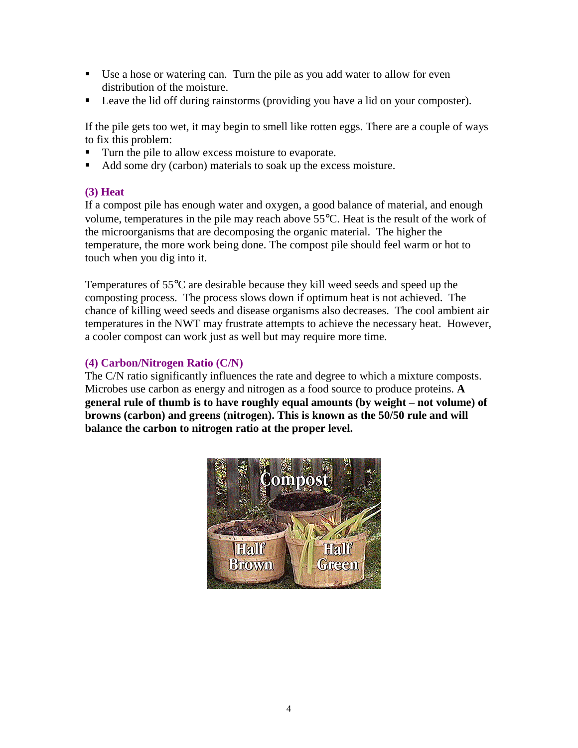- Use a hose or watering can. Turn the pile as you add water to allow for even distribution of the moisture.
- Leave the lid off during rainstorms (providing you have a lid on your composter).

If the pile gets too wet, it may begin to smell like rotten eggs. There are a couple of ways to fix this problem:

- Turn the pile to allow excess moisture to evaporate.
- Add some dry (carbon) materials to soak up the excess moisture.

### (3) Heat

If a compost pile has enough water and oxygen, a good balance of material, and enough volume, temperatures in the pile may reach above 55°C. Heat is the result of the work of the microorganisms that are decomposing the organic material. The higher the temperature, the more work being done. The compost pile should feel warm or hot to touch when you dig into it.

Temperatures of 55°C are desirable because they kill weed seeds and speed up the composting process. The process slows down if optimum heat is not achieved. The chance of killing weed seeds and disease organisms also decreases. The cool ambient air temperatures in the NWT may frustrate attempts to achieve the necessary heat. However, a cooler compost can work just as well but may require more time.

### (4) Carbon/Nitrogen Ratio (C/N)

The C/N ratio significantly influences the rate and degree to which a mixture composts. Microbes use carbon as energy and nitrogen as a food source to produce proteins. **A general rule of thumb is to have roughly equal amounts (by weight – not volume) of browns (carbon) and greens (nitrogen). This is known as the 50/50 rule and will balance the carbon to nitrogen ratio at the proper level.**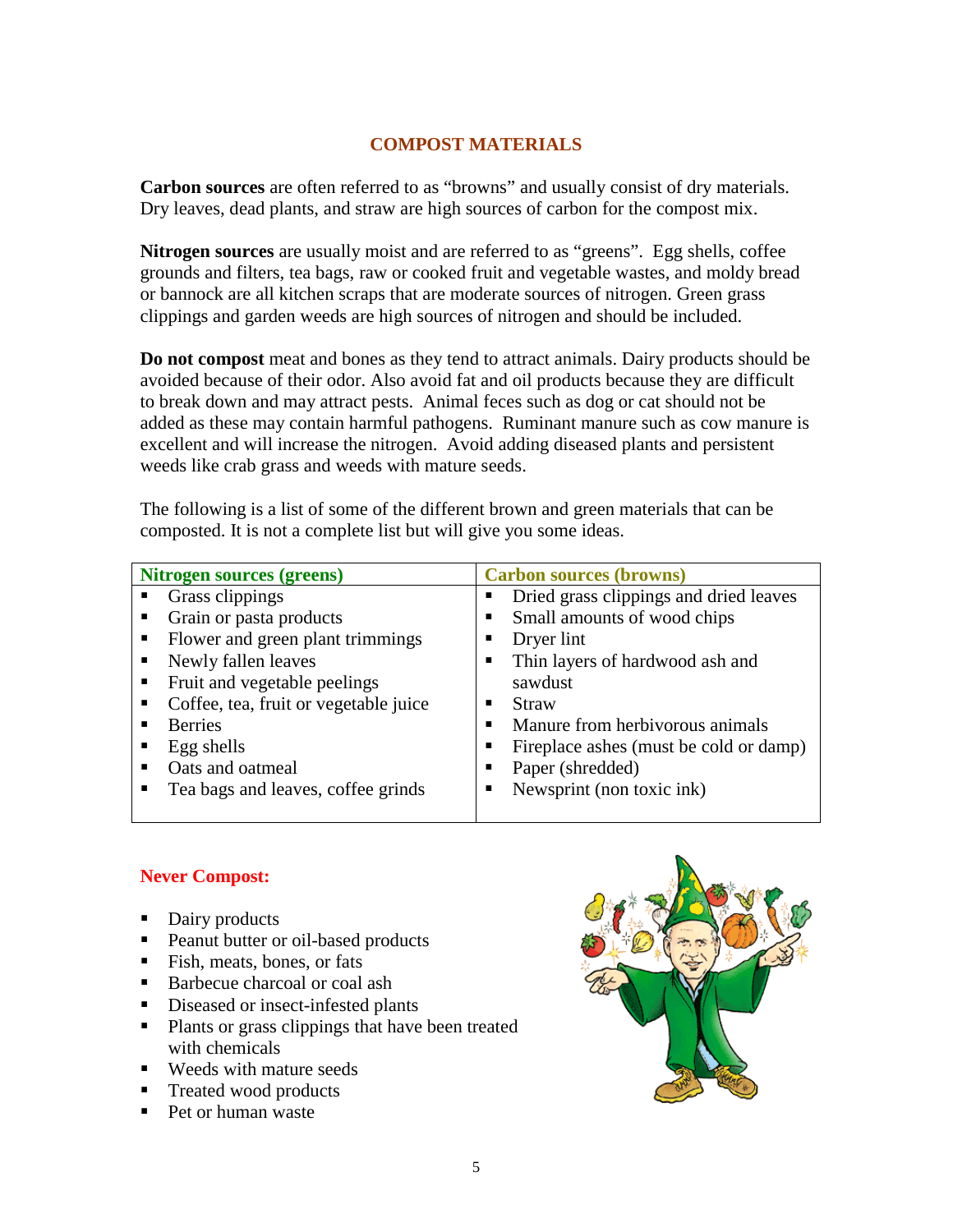## COMPOST MATERIALS

**Carbon sources** are often referred to as "browns" and usually consist of dry materials. Dry leaves, dead plants, and straw are high sources of carbon for the compost mix.

**Nitrogen sources** are usually moist and are referred to as "greens". Egg shells, coffee grounds and filters, tea bags, raw or cooked fruit and vegetable wastes, and moldy bread or bannock are all kitchen scraps that are moderate sources of nitrogen. Green grass clippings and garden weeds are high sources of nitrogen and should be included.

**Do not compost** meat and bones as they tend to attract animals. Dairy products should be avoided because of their odor. Also avoid fat and oil products because they are difficult to break down and may attract pests. Animal feces such as dog or cat should not be added as these may contain harmful pathogens. Ruminant manure such as cow manure is excellent and will increase the nitrogen. Avoid adding diseased plants and persistent weeds like crab grass and weeds with mature seeds.

The following is a list of some of the different brown and green materials that can be composted. It is not a complete list but will give you some ideas.

| Nitrogen sources (greens) | Carbon sources (browns) |
| --- | --- |
| ▪ Grass clippings | ▪ Dried grass clippings and dried leaves |
| ▪ Grain or pasta products | ▪ Small amounts of wood chips |
| ▪ Flower and green plant trimmings | ▪ Dryer lint |
| ▪ Newly fallen leaves | ▪ Thin layers of hardwood ash and sawdust |
| ▪ Fruit and vegetable peelings | ▪ Straw |
| ▪ Coffee, tea, fruit or vegetable juice | ▪ Manure from herbivorous animals |
| ▪ Berries | ▪ Fireplace ashes (must be cold or damp) |
| ▪ Egg shells | ▪ Paper (shredded) |
| ▪ Oats and oatmeal | ▪ Newsprint (non toxic ink) |
| ▪ Tea bags and leaves, coffee grinds | |

### Never Compost:

- Dairy products
- Peanut butter or oil-based products
- Fish, meats, bones, or fats
- Barbecue charcoal or coal ash
- Diseased or insect-infested plants
- Plants or grass clippings that have been treated with chemicals
- Weeds with mature seeds
- Treated wood products
- Pet or human waste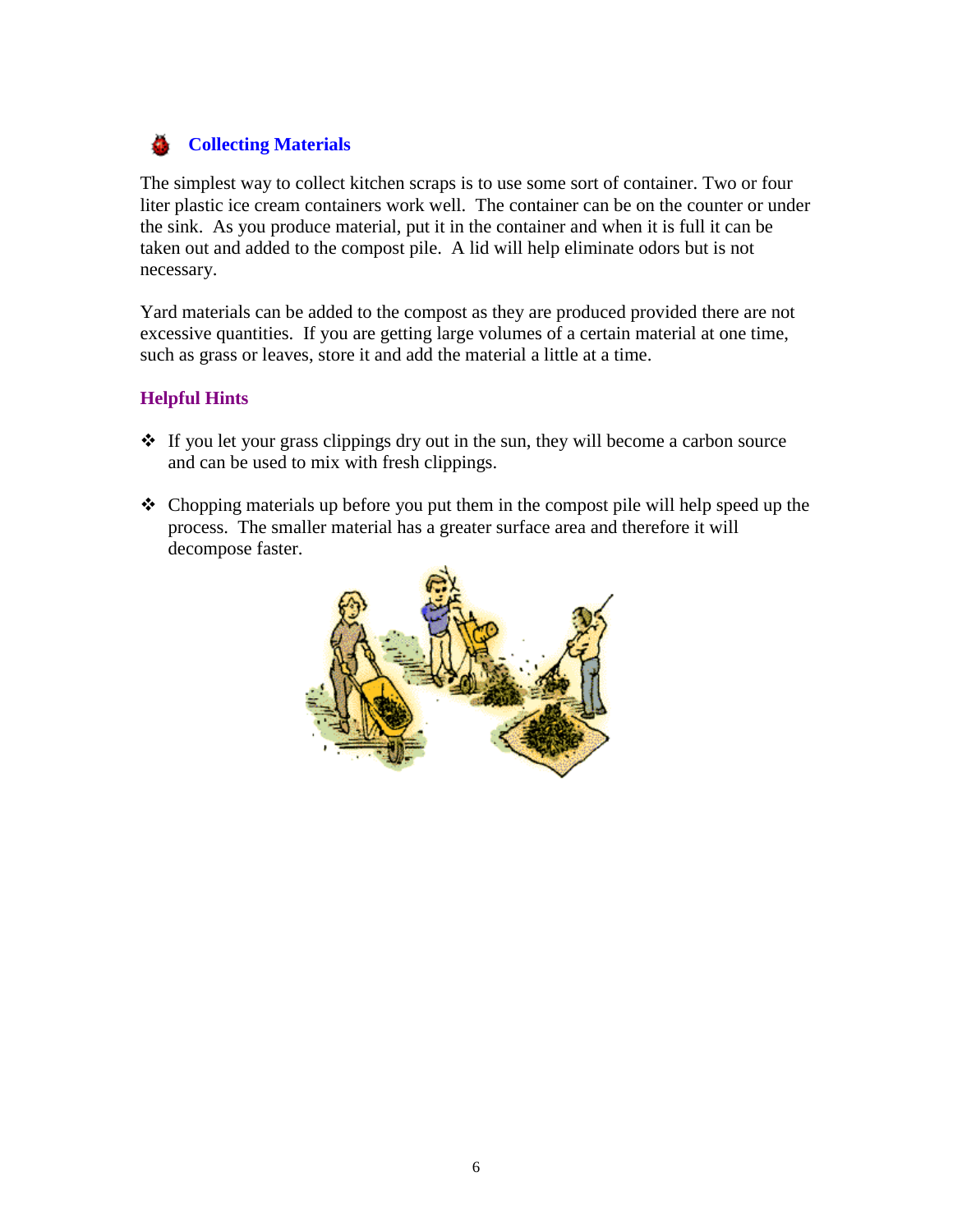## Collecting Materials

The simplest way to collect kitchen scraps is to use some sort of container. Two or four liter plastic ice cream containers work well. The container can be on the counter or under the sink. As you produce material, put it in the container and when it is full it can be taken out and added to the compost pile. A lid will help eliminate odors but is not necessary.

Yard materials can be added to the compost as they are produced provided there are not excessive quantities. If you are getting large volumes of a certain material at one time, such as grass or leaves, store it and add the material a little at a time.

### Helpful Hints

- If you let your grass clippings dry out in the sun, they will become a carbon source and can be used to mix with fresh clippings.
- Chopping materials up before you put them in the compost pile will help speed up the process. The smaller material has a greater surface area and therefore it will decompose faster.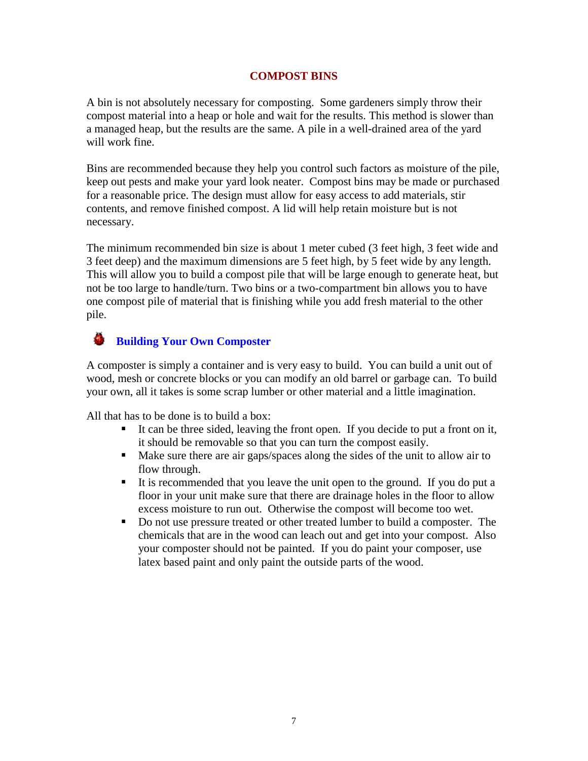## COMPOST BINS

A bin is not absolutely necessary for composting. Some gardeners simply throw their compost material into a heap or hole and wait for the results. This method is slower than a managed heap, but the results are the same. A pile in a well-drained area of the yard will work fine.

Bins are recommended because they help you control such factors as moisture of the pile, keep out pests and make your yard look neater. Compost bins may be made or purchased for a reasonable price. The design must allow for easy access to add materials, stir contents, and remove finished compost. A lid will help retain moisture but is not necessary.

The minimum recommended bin size is about 1 meter cubed (3 feet high, 3 feet wide and 3 feet deep) and the maximum dimensions are 5 feet high, by 5 feet wide by any length. This will allow you to build a compost pile that will be large enough to generate heat, but not be too large to handle/turn. Two bins or a two-compartment bin allows you to have one compost pile of material that is finishing while you add fresh material to the other pile.

### Building Your Own Composter

A composter is simply a container and is very easy to build. You can build a unit out of wood, mesh or concrete blocks or you can modify an old barrel or garbage can. To build your own, all it takes is some scrap lumber or other material and a little imagination.

All that has to be done is to build a box:

- It can be three sided, leaving the front open. If you decide to put a front on it, it should be removable so that you can turn the compost easily.
- Make sure there are air gaps/spaces along the sides of the unit to allow air to flow through.
- It is recommended that you leave the unit open to the ground. If you do put a floor in your unit make sure that there are drainage holes in the floor to allow excess moisture to run out. Otherwise the compost will become too wet.
- Do not use pressure treated or other treated lumber to build a composter. The chemicals that are in the wood can leach out and get into your compost. Also your composter should not be painted. If you do paint your composer, use latex based paint and only paint the outside parts of the wood.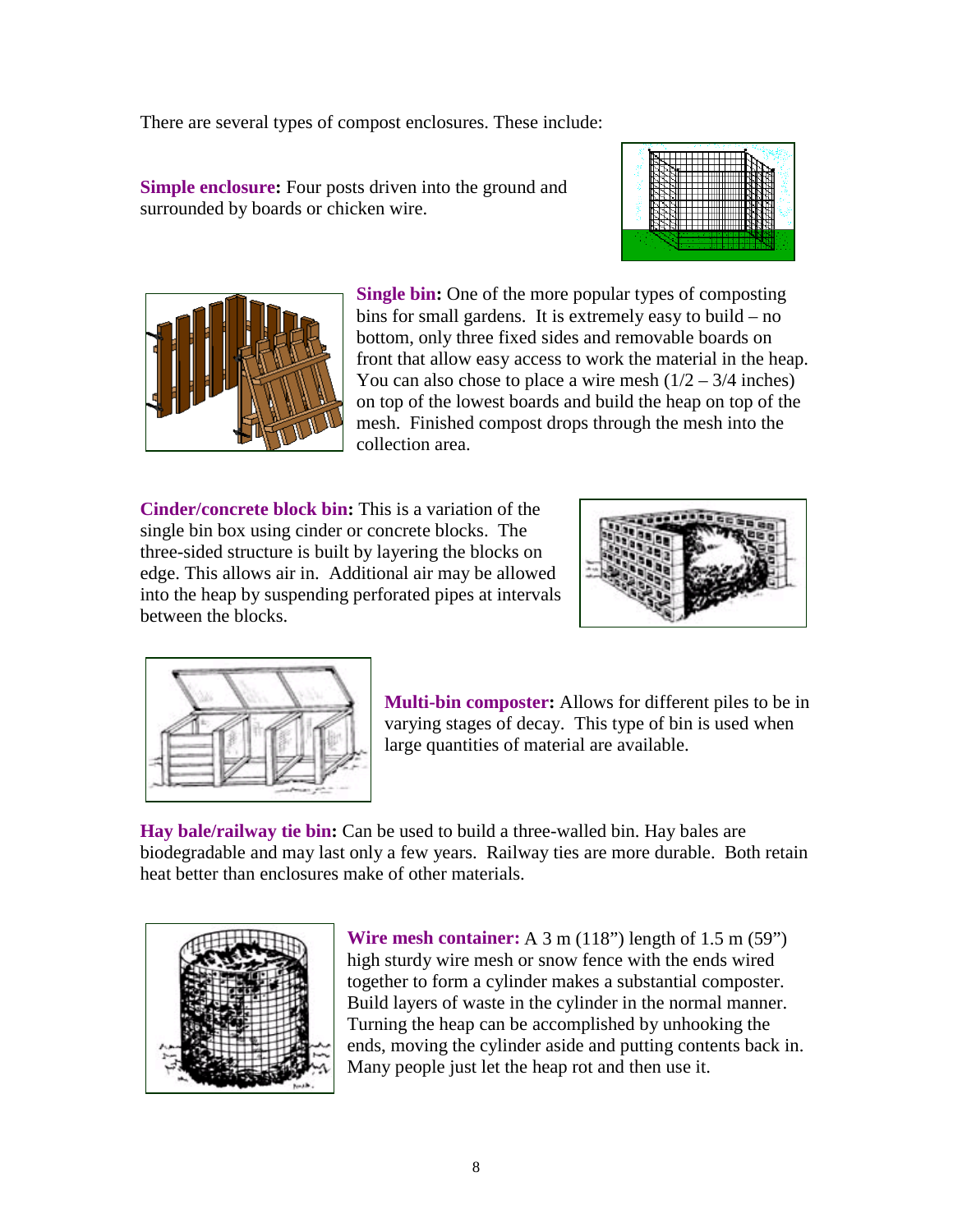There are several types of compost enclosures. These include:

**Simple enclosure:** Four posts driven into the ground and surrounded by boards or chicken wire.

**Single bin:** One of the more popular types of composting bins for small gardens. It is extremely easy to build – no bottom, only three fixed sides and removable boards on front that allow easy access to work the material in the heap. You can also chose to place a wire mesh (1/2 – 3/4 inches) on top of the lowest boards and build the heap on top of the mesh. Finished compost drops through the mesh into the collection area.

**Cinder/concrete block bin:** This is a variation of the single bin box using cinder or concrete blocks. The three-sided structure is built by layering the blocks on edge. This allows air in. Additional air may be allowed into the heap by suspending perforated pipes at intervals between the blocks.

**Multi-bin composter:** Allows for different piles to be in varying stages of decay. This type of bin is used when large quantities of material are available.

**Hay bale/railway tie bin:** Can be used to build a three-walled bin. Hay bales are biodegradable and may last only a few years. Railway ties are more durable. Both retain heat better than enclosures make of other materials.

**Wire mesh container:** A 3 m (118”) length of 1.5 m (59”) high sturdy wire mesh or snow fence with the ends wired together to form a cylinder makes a substantial composter. Build layers of waste in the cylinder in the normal manner. Turning the heap can be accomplished by unhooking the ends, moving the cylinder aside and putting contents back in. Many people just let the heap rot and then use it.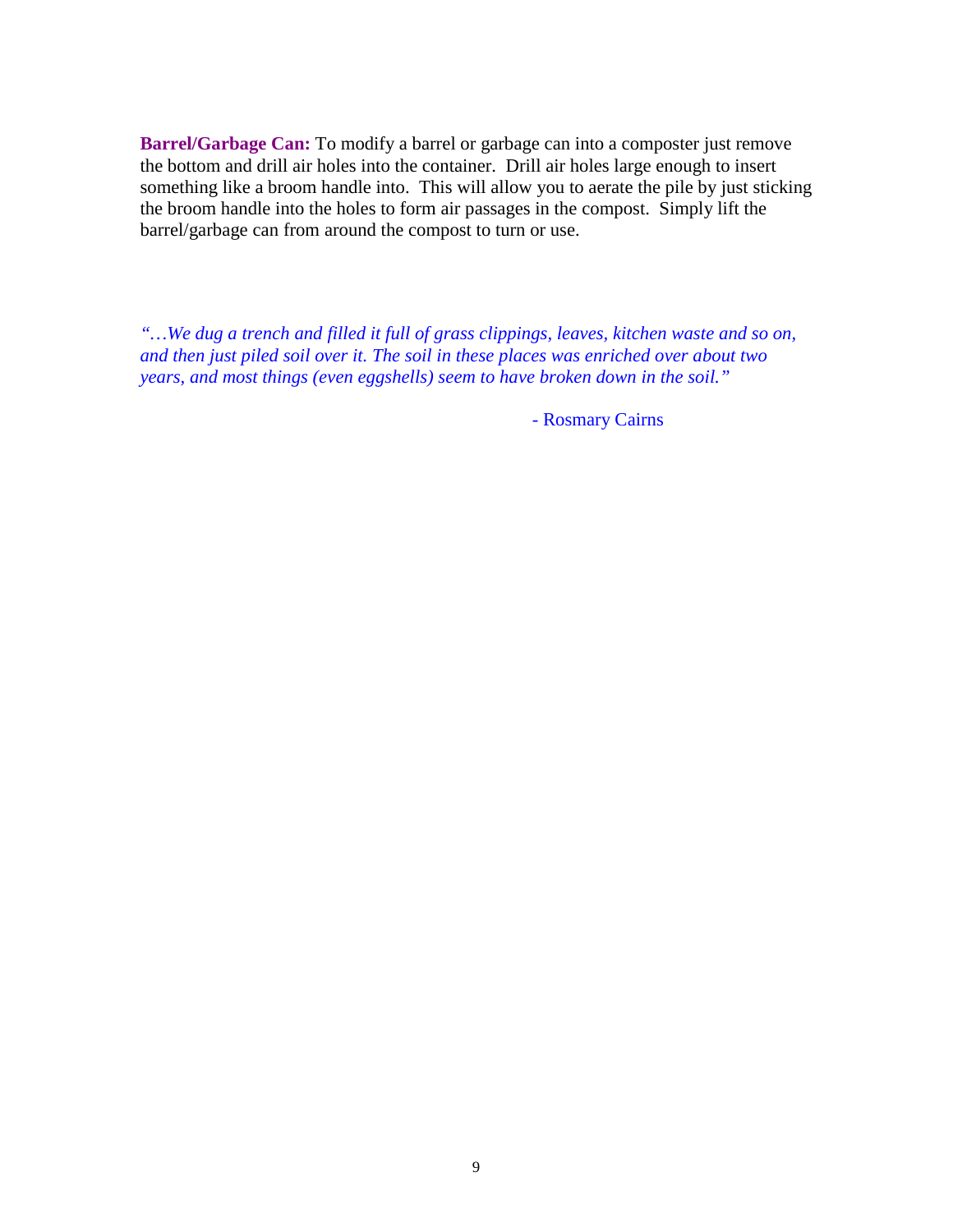**Barrel/Garbage Can:** To modify a barrel or garbage can into a composter just remove the bottom and drill air holes into the container. Drill air holes large enough to insert something like a broom handle into. This will allow you to aerate the pile by just sticking the broom handle into the holes to form air passages in the compost. Simply lift the barrel/garbage can from around the compost to turn or use.

*"…We dug a trench and filled it full of grass clippings, leaves, kitchen waste and so on, and then just piled soil over it. The soil in these places was enriched over about two years, and most things (even eggshells) seem to have broken down in the soil."*

- Rosmary Cairns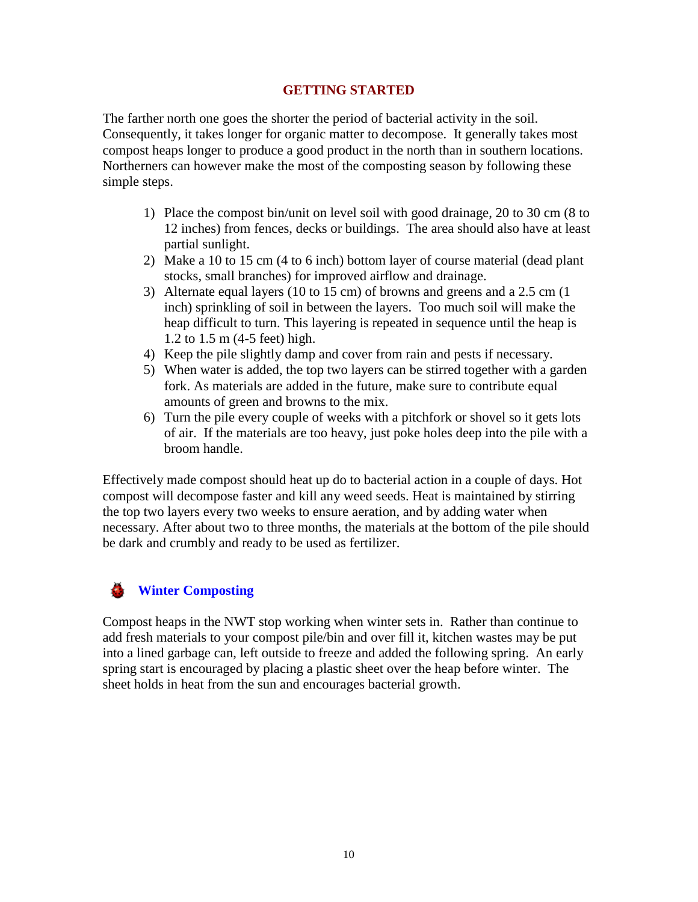## GETTING STARTED

The farther north one goes the shorter the period of bacterial activity in the soil. Consequently, it takes longer for organic matter to decompose. It generally takes most compost heaps longer to produce a good product in the north than in southern locations. Northerners can however make the most of the composting season by following these simple steps.

1) Place the compost bin/unit on level soil with good drainage, 20 to 30 cm (8 to 12 inches) from fences, decks or buildings. The area should also have at least partial sunlight.
2) Make a 10 to 15 cm (4 to 6 inch) bottom layer of course material (dead plant stocks, small branches) for improved airflow and drainage.
3) Alternate equal layers (10 to 15 cm) of browns and greens and a 2.5 cm (1 inch) sprinkling of soil in between the layers. Too much soil will make the heap difficult to turn. This layering is repeated in sequence until the heap is 1.2 to 1.5 m (4-5 feet) high.
4) Keep the pile slightly damp and cover from rain and pests if necessary.
5) When water is added, the top two layers can be stirred together with a garden fork. As materials are added in the future, make sure to contribute equal amounts of green and browns to the mix.
6) Turn the pile every couple of weeks with a pitchfork or shovel so it gets lots of air. If the materials are too heavy, just poke holes deep into the pile with a broom handle.

Effectively made compost should heat up do to bacterial action in a couple of days. Hot compost will decompose faster and kill any weed seeds. Heat is maintained by stirring the top two layers every two weeks to ensure aeration, and by adding water when necessary. After about two to three months, the materials at the bottom of the pile should be dark and crumbly and ready to be used as fertilizer.

### Winter Composting

Compost heaps in the NWT stop working when winter sets in. Rather than continue to add fresh materials to your compost pile/bin and over fill it, kitchen wastes may be put into a lined garbage can, left outside to freeze and added the following spring. An early spring start is encouraged by placing a plastic sheet over the heap before winter. The sheet holds in heat from the sun and encourages bacterial growth.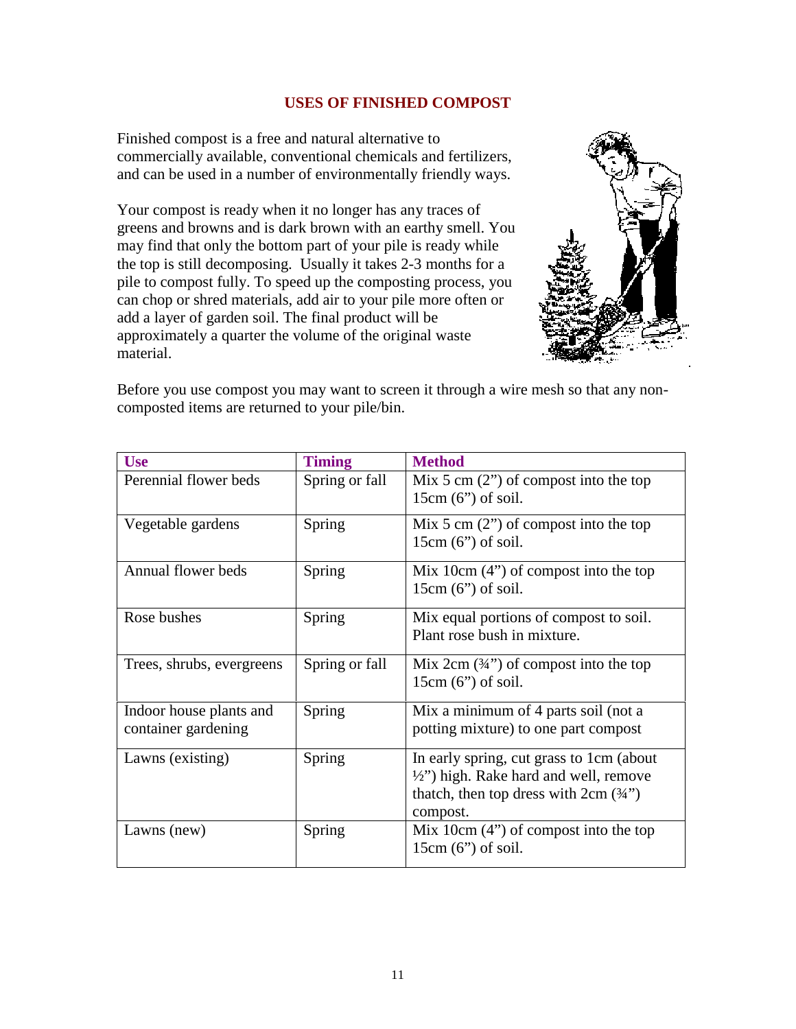## USES OF FINISHED COMPOST

Finished compost is a free and natural alternative to commercially available, conventional chemicals and fertilizers, and can be used in a number of environmentally friendly ways.

Your compost is ready when it no longer has any traces of greens and browns and is dark brown with an earthy smell. You may find that only the bottom part of your pile is ready while the top is still decomposing. Usually it takes 2-3 months for a pile to compost fully. To speed up the composting process, you can chop or shred materials, add air to your pile more often or add a layer of garden soil. The final product will be approximately a quarter the volume of the original waste material.

Before you use compost you may want to screen it through a wire mesh so that any non-composted items are returned to your pile/bin.

| Use | Timing | Method |
|---|---|---|
| Perennial flower beds | Spring or fall | Mix 5 cm (2") of compost into the top 15cm (6") of soil. |
| Vegetable gardens | Spring | Mix 5 cm (2") of compost into the top 15cm (6") of soil. |
| Annual flower beds | Spring | Mix 10cm (4") of compost into the top 15cm (6") of soil. |
| Rose bushes | Spring | Mix equal portions of compost to soil. Plant rose bush in mixture. |
| Trees, shrubs, evergreens | Spring or fall | Mix 2cm (¾") of compost into the top 15cm (6") of soil. |
| Indoor house plants and container gardening | Spring | Mix a minimum of 4 parts soil (not a potting mixture) to one part compost |
| Lawns (existing) | Spring | In early spring, cut grass to 1cm (about ½") high. Rake hard and well, remove thatch, then top dress with 2cm (¾") compost. |
| Lawns (new) | Spring | Mix 10cm (4") of compost into the top 15cm (6") of soil. |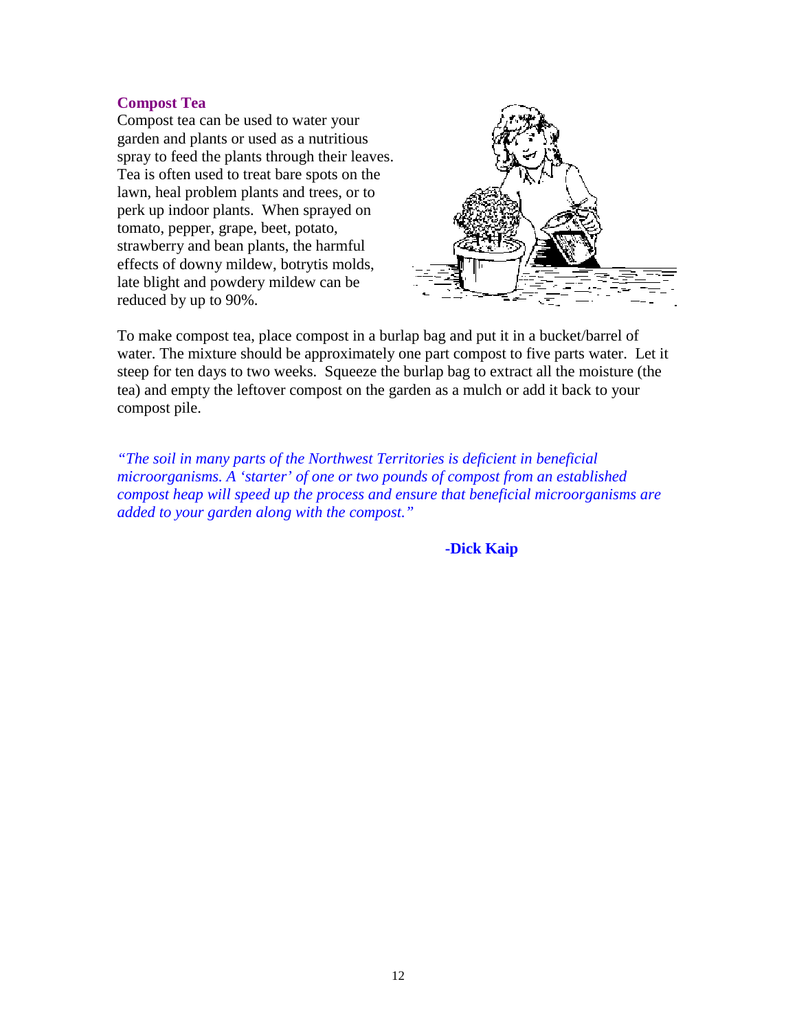### Compost Tea

Compost tea can be used to water your garden and plants or used as a nutritious spray to feed the plants through their leaves. Tea is often used to treat bare spots on the lawn, heal problem plants and trees, or to perk up indoor plants. When sprayed on tomato, pepper, grape, beet, potato, strawberry and bean plants, the harmful effects of downy mildew, botrytis molds, late blight and powdery mildew can be reduced by up to 90%.

To make compost tea, place compost in a burlap bag and put it in a bucket/barrel of water. The mixture should be approximately one part compost to five parts water. Let it steep for ten days to two weeks. Squeeze the burlap bag to extract all the moisture (the tea) and empty the leftover compost on the garden as a mulch or add it back to your compost pile.

*"The soil in many parts of the Northwest Territories is deficient in beneficial microorganisms. A 'starter' of one or two pounds of compost from an established compost heap will speed up the process and ensure that beneficial microorganisms are added to your garden along with the compost."*

**-Dick Kaip**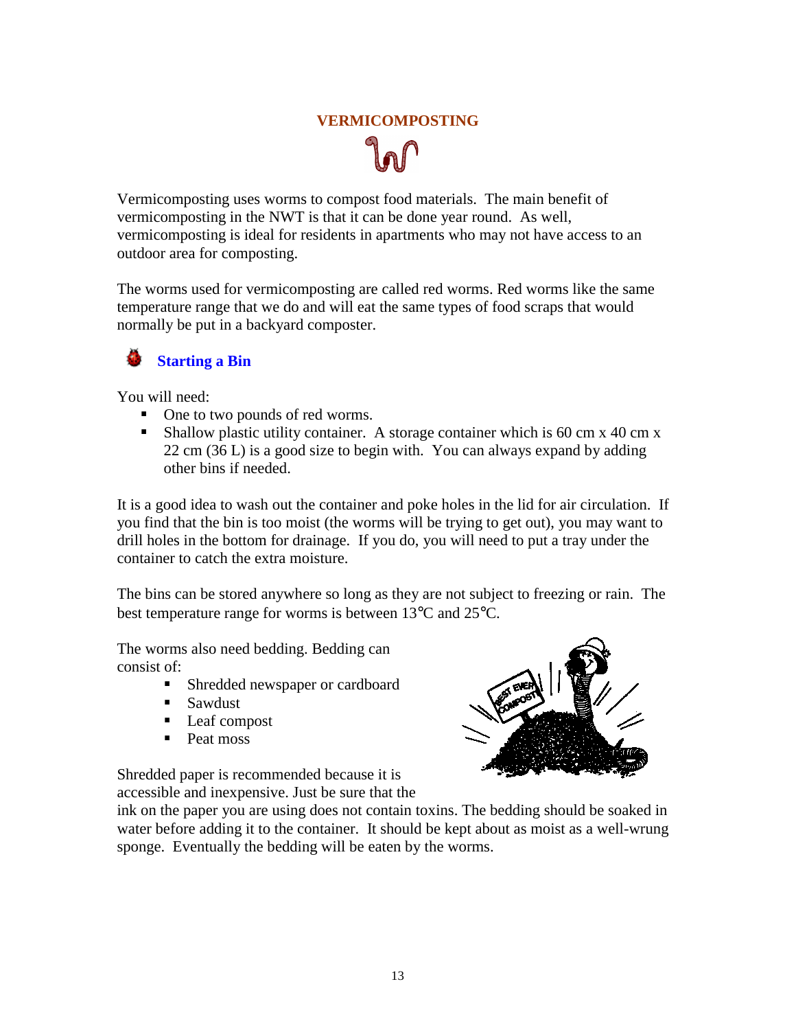# VERMICOMPOSTING

Vermicomposting uses worms to compost food materials. The main benefit of vermicomposting in the NWT is that it can be done year round. As well, vermicomposting is ideal for residents in apartments who may not have access to an outdoor area for composting.

The worms used for vermicomposting are called red worms. Red worms like the same temperature range that we do and will eat the same types of food scraps that would normally be put in a backyard composter.

## Starting a Bin

You will need:

- One to two pounds of red worms.
- Shallow plastic utility container. A storage container which is 60 cm x 40 cm x 22 cm (36 L) is a good size to begin with. You can always expand by adding other bins if needed.

It is a good idea to wash out the container and poke holes in the lid for air circulation. If you find that the bin is too moist (the worms will be trying to get out), you may want to drill holes in the bottom for drainage. If you do, you will need to put a tray under the container to catch the extra moisture.

The bins can be stored anywhere so long as they are not subject to freezing or rain. The best temperature range for worms is between 13℃ and 25℃.

The worms also need bedding. Bedding can consist of:

- Shredded newspaper or cardboard
- Sawdust
- Leaf compost
- Peat moss

Shredded paper is recommended because it is accessible and inexpensive. Just be sure that the ink on the paper you are using does not contain toxins. The bedding should be soaked in water before adding it to the container. It should be kept about as moist as a well-wrung sponge. Eventually the bedding will be eaten by the worms.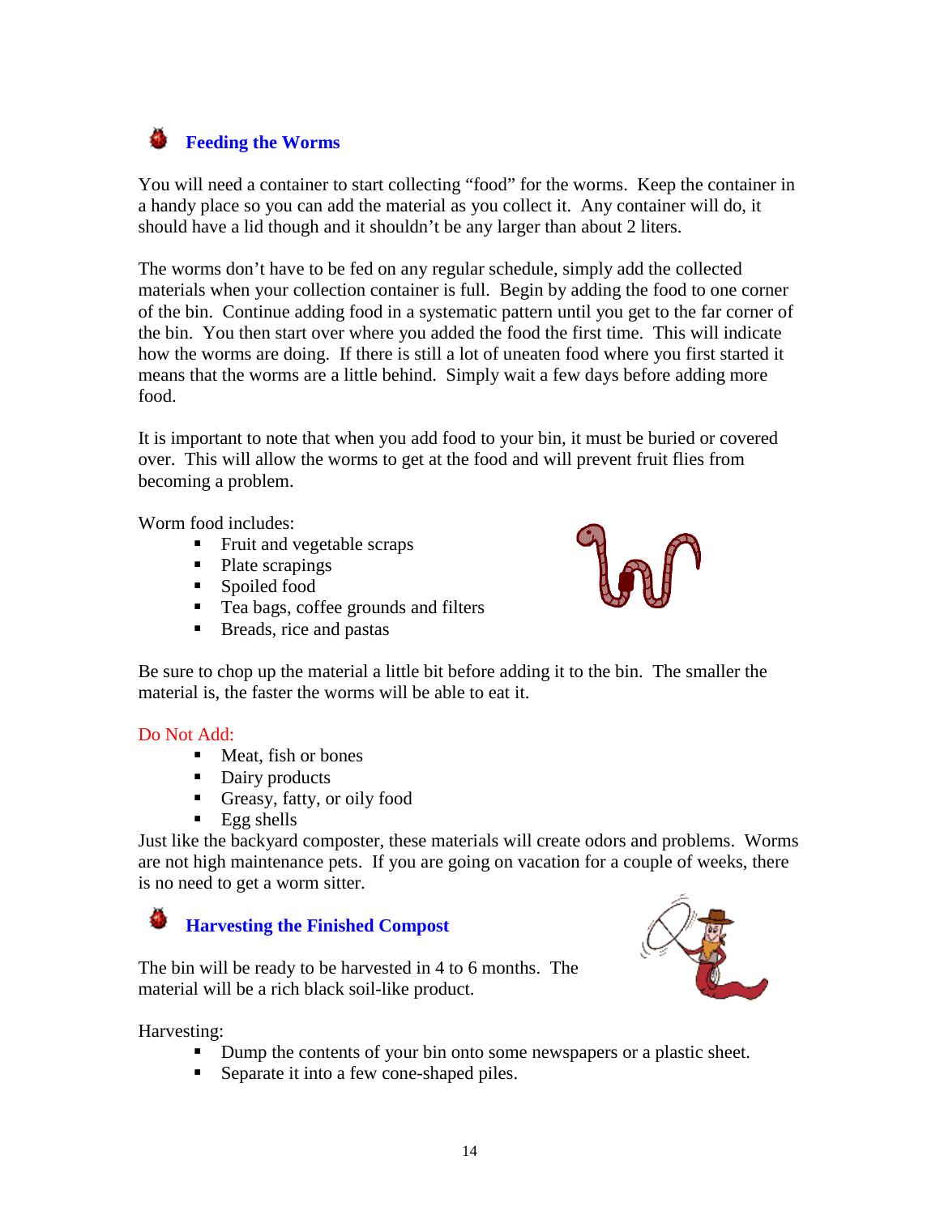## Feeding the Worms

You will need a container to start collecting "food" for the worms. Keep the container in a handy place so you can add the material as you collect it. Any container will do, it should have a lid though and it shouldn't be any larger than about 2 liters.

The worms don't have to be fed on any regular schedule, simply add the collected materials when your collection container is full. Begin by adding the food to one corner of the bin. Continue adding food in a systematic pattern until you get to the far corner of the bin. You then start over where you added the food the first time. This will indicate how the worms are doing. If there is still a lot of uneaten food where you first started it means that the worms are a little behind. Simply wait a few days before adding more food.

It is important to note that when you add food to your bin, it must be buried or covered over. This will allow the worms to get at the food and will prevent fruit flies from becoming a problem.

Worm food includes:

- Fruit and vegetable scraps
- Plate scrapings
- Spoiled food
- Tea bags, coffee grounds and filters
- Breads, rice and pastas

Be sure to chop up the material a little bit before adding it to the bin. The smaller the material is, the faster the worms will be able to eat it.

Do Not Add:

- Meat, fish or bones
- Dairy products
- Greasy, fatty, or oily food
- Egg shells

Just like the backyard composter, these materials will create odors and problems. Worms are not high maintenance pets. If you are going on vacation for a couple of weeks, there is no need to get a worm sitter.

## Harvesting the Finished Compost

The bin will be ready to be harvested in 4 to 6 months. The material will be a rich black soil-like product.

Harvesting:

- Dump the contents of your bin onto some newspapers or a plastic sheet.
- Separate it into a few cone-shaped piles.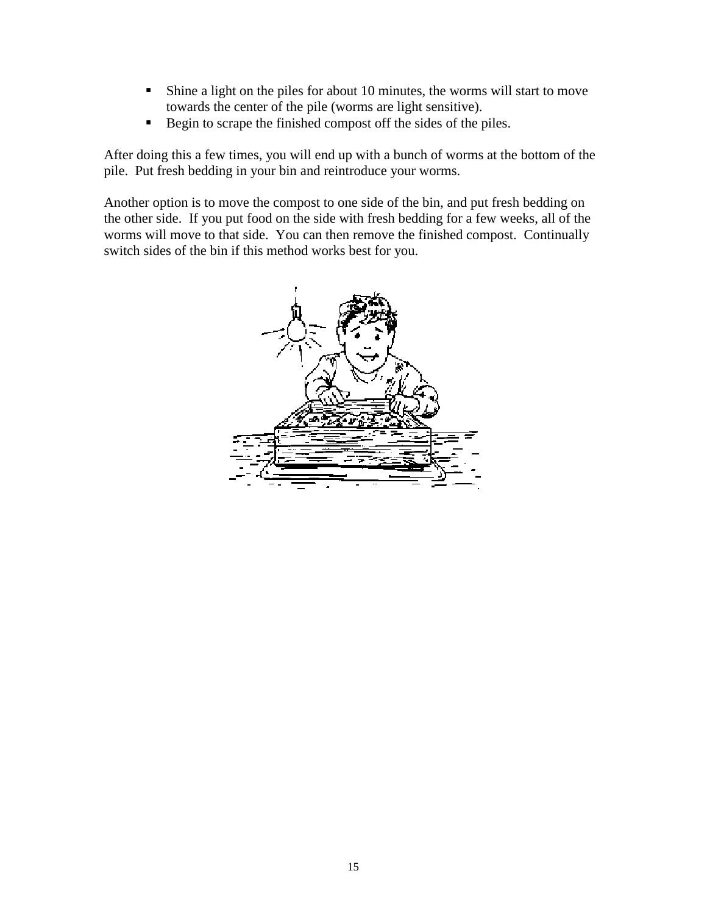- Shine a light on the piles for about 10 minutes, the worms will start to move towards the center of the pile (worms are light sensitive).
- Begin to scrape the finished compost off the sides of the piles.

After doing this a few times, you will end up with a bunch of worms at the bottom of the pile. Put fresh bedding in your bin and reintroduce your worms.

Another option is to move the compost to one side of the bin, and put fresh bedding on the other side. If you put food on the side with fresh bedding for a few weeks, all of the worms will move to that side. You can then remove the finished compost. Continually switch sides of the bin if this method works best for you.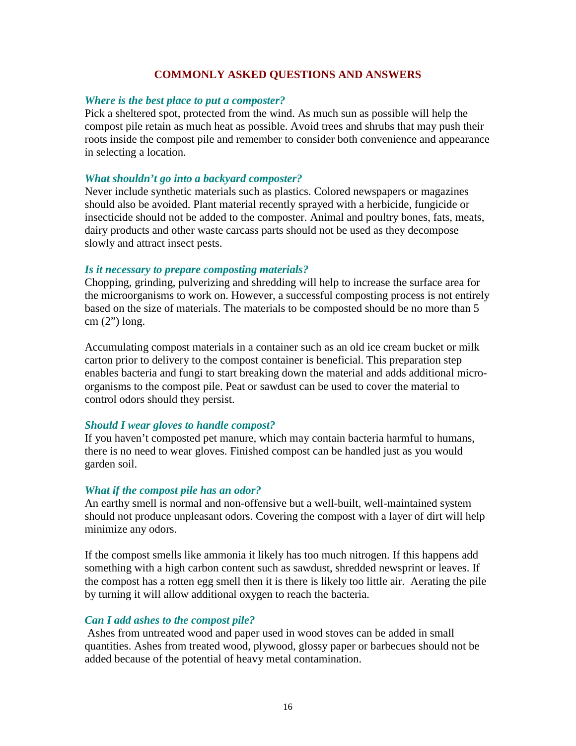## COMMONLY ASKED QUESTIONS AND ANSWERS

***Where is the best place to put a composter?***

Pick a sheltered spot, protected from the wind. As much sun as possible will help the compost pile retain as much heat as possible. Avoid trees and shrubs that may push their roots inside the compost pile and remember to consider both convenience and appearance in selecting a location.

***What shouldn't go into a backyard composter?***

Never include synthetic materials such as plastics. Colored newspapers or magazines should also be avoided. Plant material recently sprayed with a herbicide, fungicide or insecticide should not be added to the composter. Animal and poultry bones, fats, meats, dairy products and other waste carcass parts should not be used as they decompose slowly and attract insect pests.

***Is it necessary to prepare composting materials?***

Chopping, grinding, pulverizing and shredding will help to increase the surface area for the microorganisms to work on. However, a successful composting process is not entirely based on the size of materials. The materials to be composted should be no more than 5 cm (2") long.

Accumulating compost materials in a container such as an old ice cream bucket or milk carton prior to delivery to the compost container is beneficial. This preparation step enables bacteria and fungi to start breaking down the material and adds additional micro-organisms to the compost pile. Peat or sawdust can be used to cover the material to control odors should they persist.

***Should I wear gloves to handle compost?***

If you haven't composted pet manure, which may contain bacteria harmful to humans, there is no need to wear gloves. Finished compost can be handled just as you would garden soil.

***What if the compost pile has an odor?***

An earthy smell is normal and non-offensive but a well-built, well-maintained system should not produce unpleasant odors. Covering the compost with a layer of dirt will help minimize any odors.

If the compost smells like ammonia it likely has too much nitrogen. If this happens add something with a high carbon content such as sawdust, shredded newsprint or leaves. If the compost has a rotten egg smell then it is there is likely too little air. Aerating the pile by turning it will allow additional oxygen to reach the bacteria.

***Can I add ashes to the compost pile?***

Ashes from untreated wood and paper used in wood stoves can be added in small quantities. Ashes from treated wood, plywood, glossy paper or barbecues should not be added because of the potential of heavy metal contamination.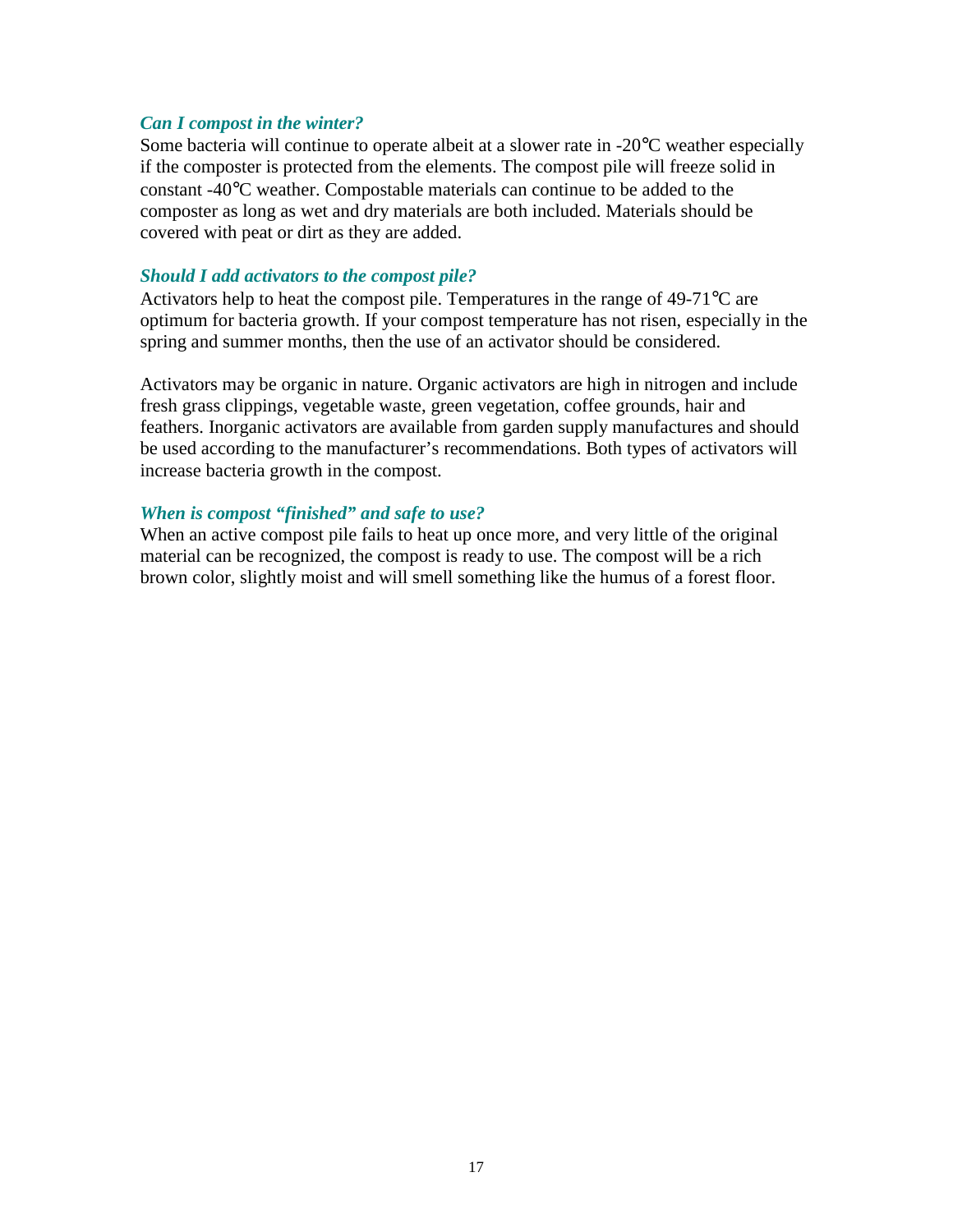### *Can I compost in the winter?*

Some bacteria will continue to operate albeit at a slower rate in -20°C weather especially if the composter is protected from the elements. The compost pile will freeze solid in constant -40°C weather. Compostable materials can continue to be added to the composter as long as wet and dry materials are both included. Materials should be covered with peat or dirt as they are added.

### *Should I add activators to the compost pile?*

Activators help to heat the compost pile. Temperatures in the range of 49-71°C are optimum for bacteria growth. If your compost temperature has not risen, especially in the spring and summer months, then the use of an activator should be considered.

Activators may be organic in nature. Organic activators are high in nitrogen and include fresh grass clippings, vegetable waste, green vegetation, coffee grounds, hair and feathers. Inorganic activators are available from garden supply manufactures and should be used according to the manufacturer's recommendations. Both types of activators will increase bacteria growth in the compost.

### *When is compost "finished" and safe to use?*

When an active compost pile fails to heat up once more, and very little of the original material can be recognized, the compost is ready to use. The compost will be a rich brown color, slightly moist and will smell something like the humus of a forest floor.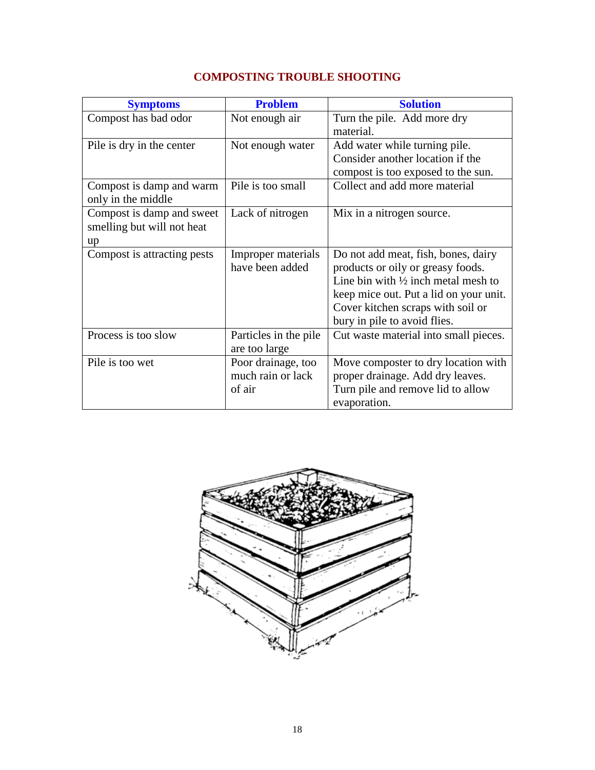## COMPOSTING TROUBLE SHOOTING

| Symptoms | Problem | Solution |
|---|---|---|
| Compost has bad odor | Not enough air | Turn the pile. Add more dry material. |
| Pile is dry in the center | Not enough water | Add water while turning pile. Consider another location if the compost is too exposed to the sun. |
| Compost is damp and warm only in the middle | Pile is too small | Collect and add more material |
| Compost is damp and sweet smelling but will not heat up | Lack of nitrogen | Mix in a nitrogen source. |
| Compost is attracting pests | Improper materials have been added | Do not add meat, fish, bones, dairy products or oily or greasy foods. Line bin with ½ inch metal mesh to keep mice out. Put a lid on your unit. Cover kitchen scraps with soil or bury in pile to avoid flies. |
| Process is too slow | Particles in the pile are too large | Cut waste material into small pieces. |
| Pile is too wet | Poor drainage, too much rain or lack of air | Move composter to dry location with proper drainage. Add dry leaves. Turn pile and remove lid to allow evaporation. |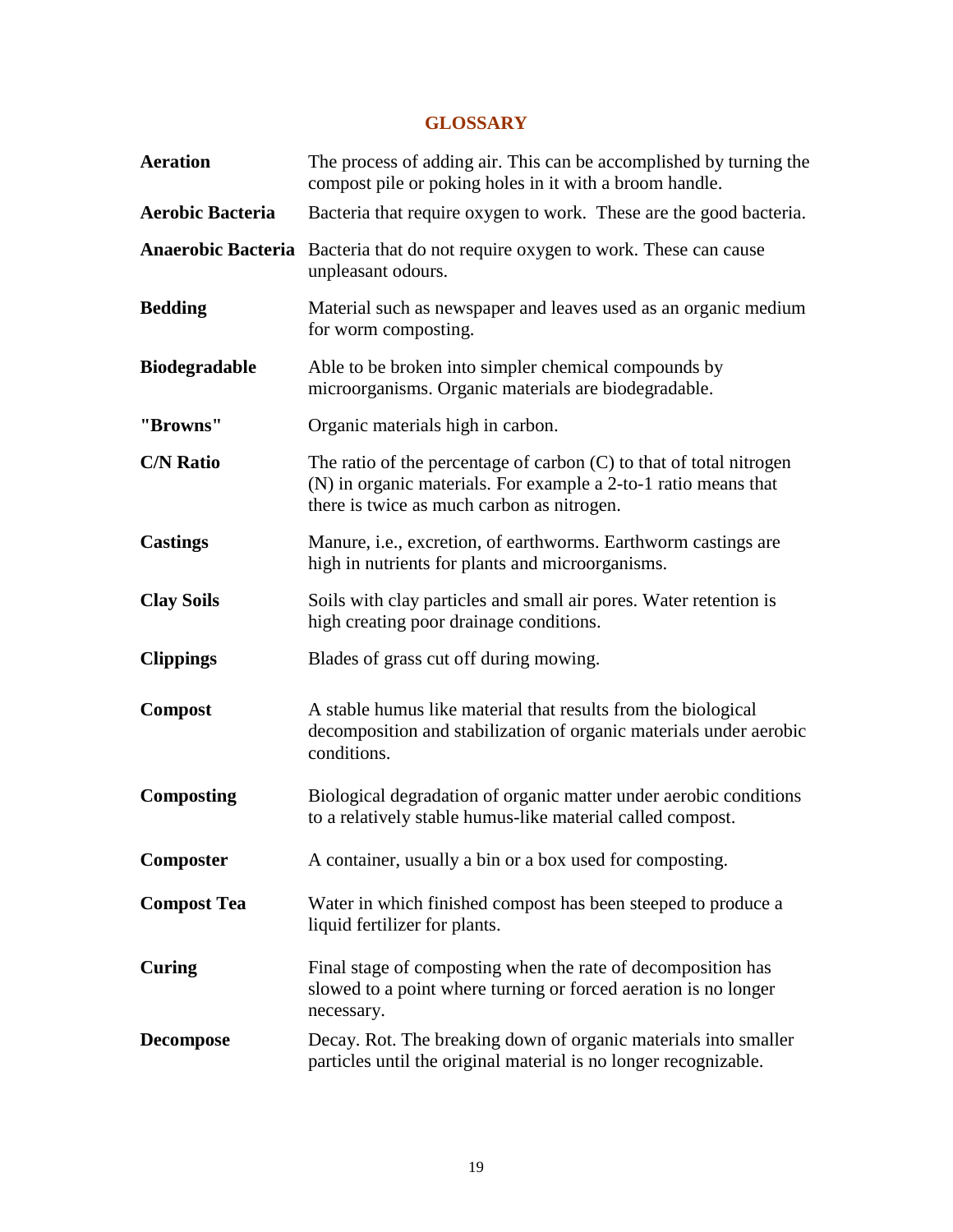## GLOSSARY

| | |
|---|---|
| **Aeration** | The process of adding air. This can be accomplished by turning the compost pile or poking holes in it with a broom handle. |
| **Aerobic Bacteria** | Bacteria that require oxygen to work. These are the good bacteria. |
| **Anaerobic Bacteria** | Bacteria that do not require oxygen to work. These can cause unpleasant odours. |
| **Bedding** | Material such as newspaper and leaves used as an organic medium for worm composting. |
| **Biodegradable** | Able to be broken into simpler chemical compounds by microorganisms. Organic materials are biodegradable. |
| **"Browns"** | Organic materials high in carbon. |
| **C/N Ratio** | The ratio of the percentage of carbon (C) to that of total nitrogen (N) in organic materials. For example a 2-to-1 ratio means that there is twice as much carbon as nitrogen. |
| **Castings** | Manure, i.e., excretion, of earthworms. Earthworm castings are high in nutrients for plants and microorganisms. |
| **Clay Soils** | Soils with clay particles and small air pores. Water retention is high creating poor drainage conditions. |
| **Clippings** | Blades of grass cut off during mowing. |
| **Compost** | A stable humus like material that results from the biological decomposition and stabilization of organic materials under aerobic conditions. |
| **Composting** | Biological degradation of organic matter under aerobic conditions to a relatively stable humus-like material called compost. |
| **Composter** | A container, usually a bin or a box used for composting. |
| **Compost Tea** | Water in which finished compost has been steeped to produce a liquid fertilizer for plants. |
| **Curing** | Final stage of composting when the rate of decomposition has slowed to a point where turning or forced aeration is no longer necessary. |
| **Decompose** | Decay. Rot. The breaking down of organic materials into smaller particles until the original material is no longer recognizable. |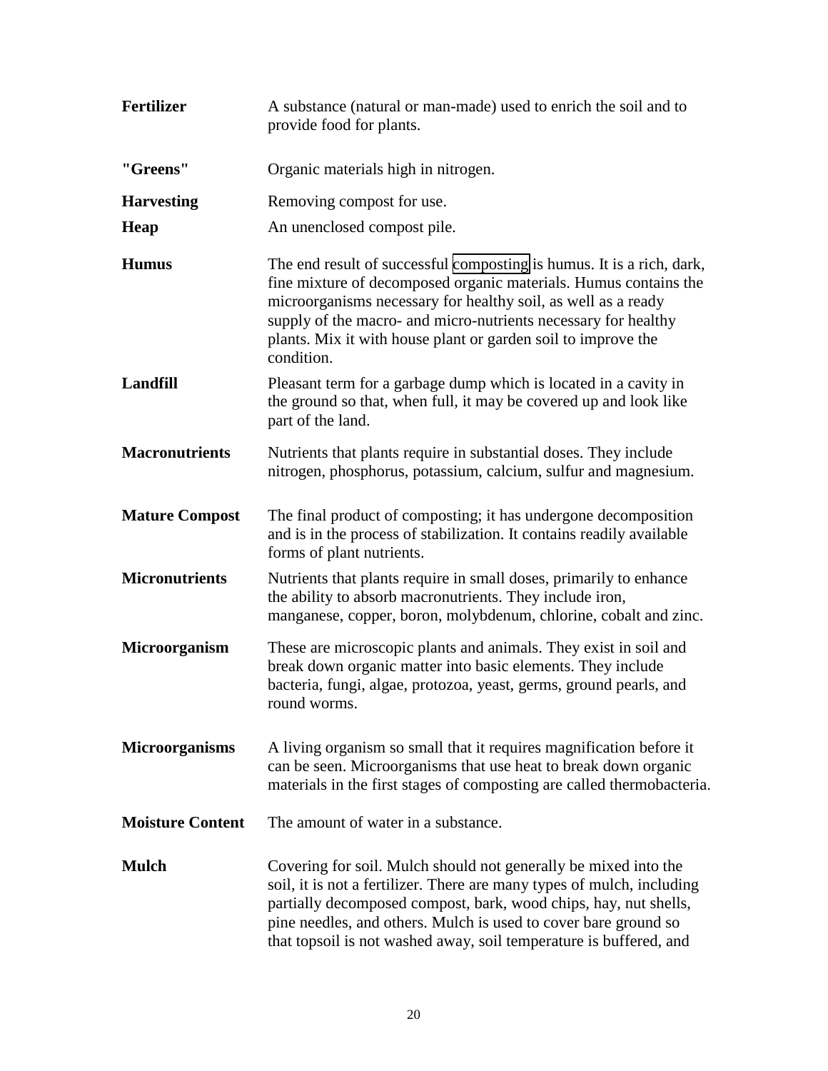**Fertilizer** A substance (natural or man-made) used to enrich the soil and to provide food for plants.

**"Greens"** Organic materials high in nitrogen.

**Harvesting** Removing compost for use.

**Heap** An unenclosed compost pile.

**Humus** The end result of successful composting is humus. It is a rich, dark, fine mixture of decomposed organic materials. Humus contains the microorganisms necessary for healthy soil, as well as a ready supply of the macro- and micro-nutrients necessary for healthy plants. Mix it with house plant or garden soil to improve the condition.

**Landfill** Pleasant term for a garbage dump which is located in a cavity in the ground so that, when full, it may be covered up and look like part of the land.

**Macronutrients** Nutrients that plants require in substantial doses. They include nitrogen, phosphorus, potassium, calcium, sulfur and magnesium.

**Mature Compost** The final product of composting; it has undergone decomposition and is in the process of stabilization. It contains readily available forms of plant nutrients.

**Micronutrients** Nutrients that plants require in small doses, primarily to enhance the ability to absorb macronutrients. They include iron, manganese, copper, boron, molybdenum, chlorine, cobalt and zinc.

**Microorganism** These are microscopic plants and animals. They exist in soil and break down organic matter into basic elements. They include bacteria, fungi, algae, protozoa, yeast, germs, ground pearls, and round worms.

**Microorganisms** A living organism so small that it requires magnification before it can be seen. Microorganisms that use heat to break down organic materials in the first stages of composting are called thermobacteria.

**Moisture Content** The amount of water in a substance.

**Mulch** Covering for soil. Mulch should not generally be mixed into the soil, it is not a fertilizer. There are many types of mulch, including partially decomposed compost, bark, wood chips, hay, nut shells, pine needles, and others. Mulch is used to cover bare ground so that topsoil is not washed away, soil temperature is buffered, and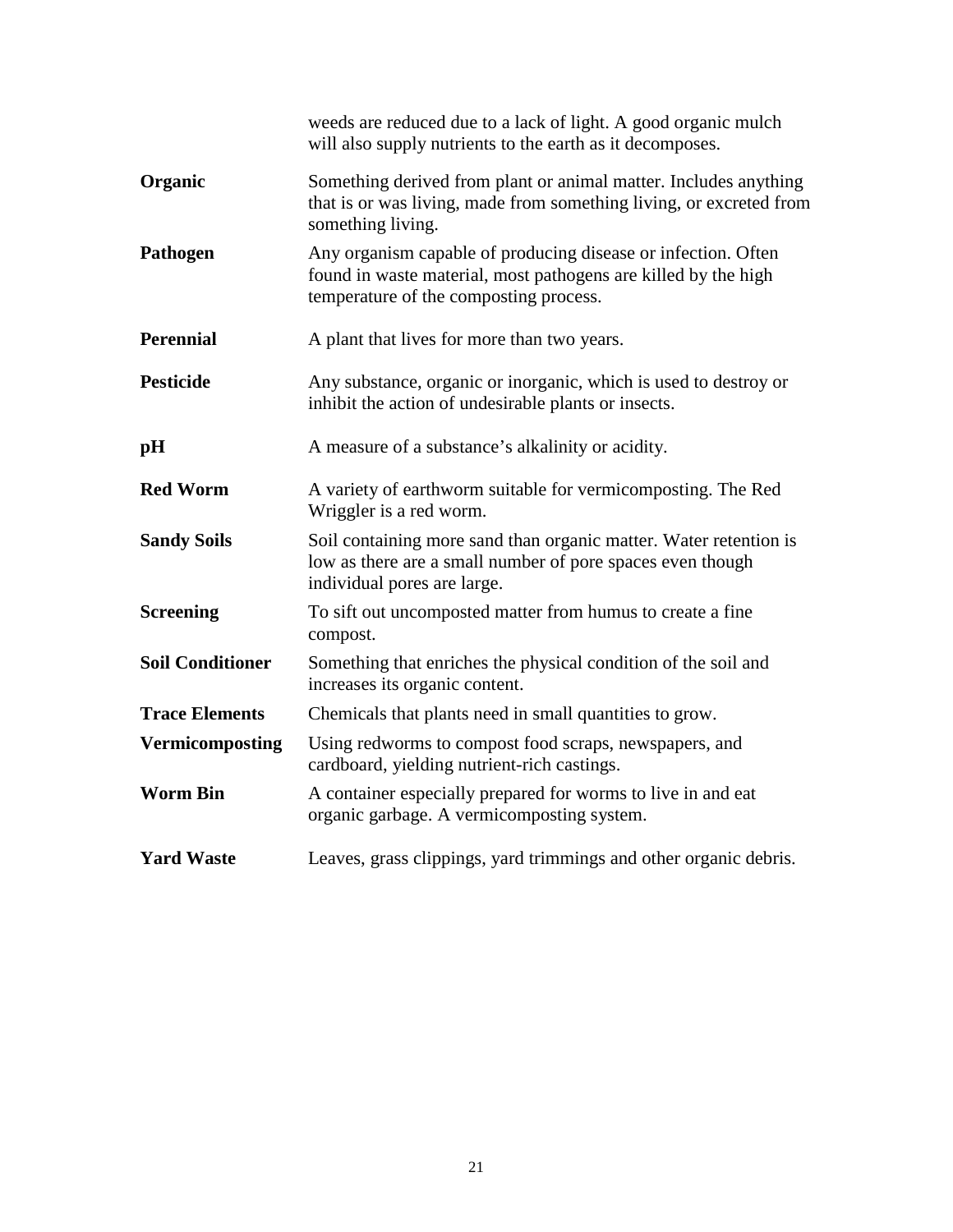weeds are reduced due to a lack of light. A good organic mulch will also supply nutrients to the earth as it decomposes.

**Organic** Something derived from plant or animal matter. Includes anything that is or was living, made from something living, or excreted from something living.

**Pathogen** Any organism capable of producing disease or infection. Often found in waste material, most pathogens are killed by the high temperature of the composting process.

**Perennial** A plant that lives for more than two years.

**Pesticide** Any substance, organic or inorganic, which is used to destroy or inhibit the action of undesirable plants or insects.

**pH** A measure of a substance's alkalinity or acidity.

**Red Worm** A variety of earthworm suitable for vermicomposting. The Red Wriggler is a red worm.

**Sandy Soils** Soil containing more sand than organic matter. Water retention is low as there are a small number of pore spaces even though individual pores are large.

**Screening** To sift out uncomposted matter from humus to create a fine compost.

**Soil Conditioner** Something that enriches the physical condition of the soil and increases its organic content.

**Trace Elements** Chemicals that plants need in small quantities to grow.

**Vermicomposting** Using redworms to compost food scraps, newspapers, and cardboard, yielding nutrient-rich castings.

**Worm Bin** A container especially prepared for worms to live in and eat organic garbage. A vermicomposting system.

**Yard Waste** Leaves, grass clippings, yard trimmings and other organic debris.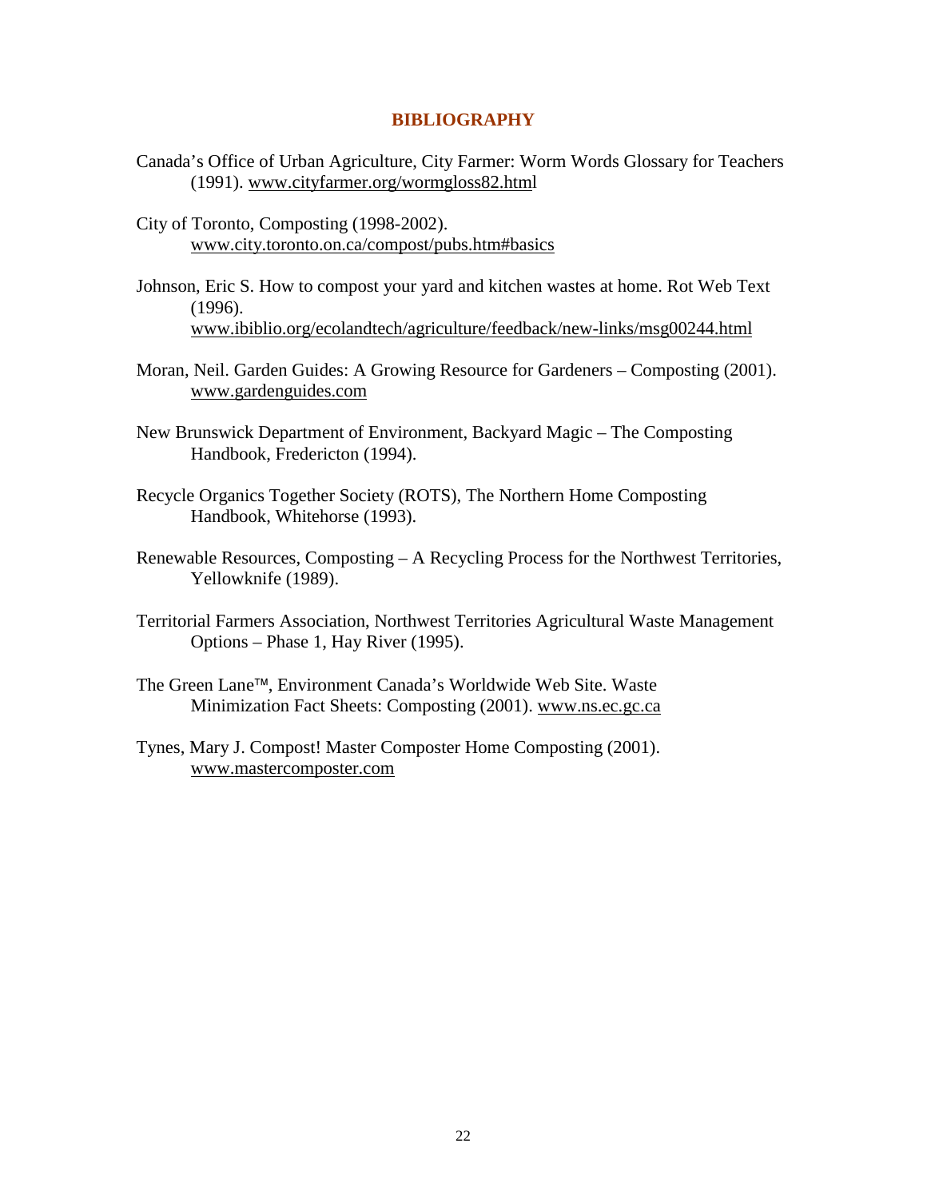# BIBLIOGRAPHY

Canada's Office of Urban Agriculture, City Farmer: Worm Words Glossary for Teachers (1991). www.cityfarmer.org/wormgloss82.html

City of Toronto, Composting (1998-2002). www.city.toronto.on.ca/compost/pubs.htm#basics

Johnson, Eric S. How to compost your yard and kitchen wastes at home. Rot Web Text (1996). www.ibiblio.org/ecolandtech/agriculture/feedback/new-links/msg00244.html

Moran, Neil. Garden Guides: A Growing Resource for Gardeners – Composting (2001). www.gardenguides.com

New Brunswick Department of Environment, Backyard Magic – The Composting Handbook, Fredericton (1994).

Recycle Organics Together Society (ROTS), The Northern Home Composting Handbook, Whitehorse (1993).

Renewable Resources, Composting – A Recycling Process for the Northwest Territories, Yellowknife (1989).

Territorial Farmers Association, Northwest Territories Agricultural Waste Management Options – Phase 1, Hay River (1995).

The Green Lane™, Environment Canada's Worldwide Web Site. Waste Minimization Fact Sheets: Composting (2001). www.ns.ec.gc.ca

Tynes, Mary J. Compost! Master Composter Home Composting (2001). www.mastercomposter.com